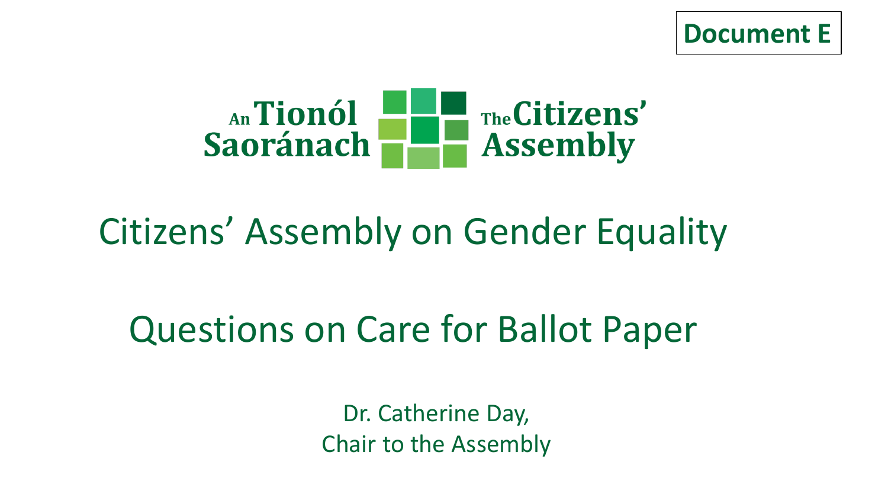**Document E**

An Tionól Saoránach

The Citizens' Assembly

# Citizens' Assembly on Gender Equality

## Questions on Care for Ballot Paper

Dr. Catherine Day,
Chair to the Assembly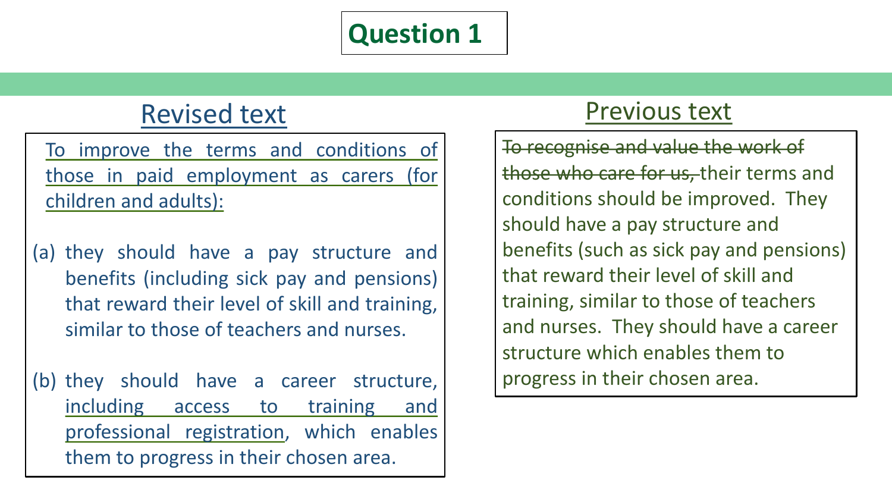# Question 1

## Revised text

To improve the terms and conditions of those in paid employment as carers (for children and adults):

(a) they should have a pay structure and benefits (including sick pay and pensions) that reward their level of skill and training, similar to those of teachers and nurses.

(b) they should have a career structure, including access to training and professional registration, which enables them to progress in their chosen area.

## Previous text

~~To recognise and value the work of those who care for us,~~ their terms and conditions should be improved. They should have a pay structure and benefits (such as sick pay and pensions) that reward their level of skill and training, similar to those of teachers and nurses. They should have a career structure which enables them to progress in their chosen area.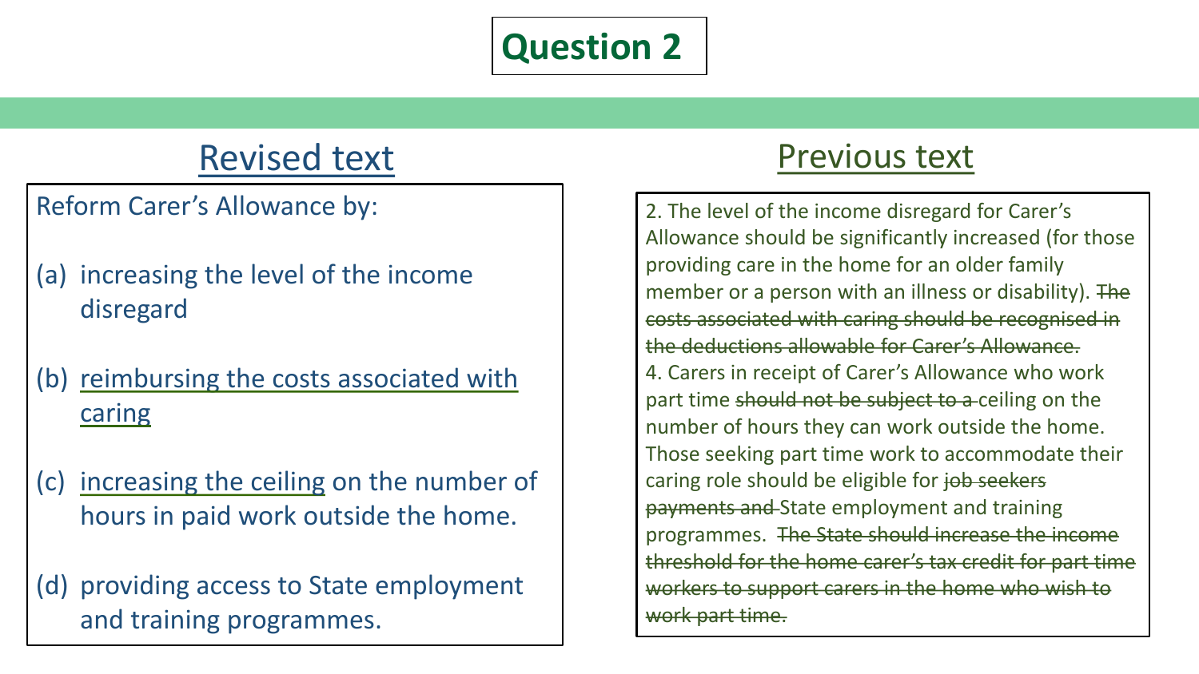# Question 2

## Revised text

Reform Carer's Allowance by:

(a) increasing the level of the income disregard

(b) <u>reimbursing the costs associated with caring</u>

(c) <u>increasing the ceiling</u> on the number of hours in paid work outside the home.

(d) providing access to State employment and training programmes.

## Previous text

2. The level of the income disregard for Carer's Allowance should be significantly increased (for those providing care in the home for an older family member or a person with an illness or disability). ~~The costs associated with caring should be recognised in the deductions allowable for Carer's Allowance.~~

4. Carers in receipt of Carer's Allowance who work part time ~~should not be subject to a~~ ceiling on the number of hours they can work outside the home. Those seeking part time work to accommodate their caring role should be eligible for ~~job seekers payments and~~ State employment and training programmes. ~~The State should increase the income threshold for the home carer's tax credit for part time workers to support carers in the home who wish to work part time.~~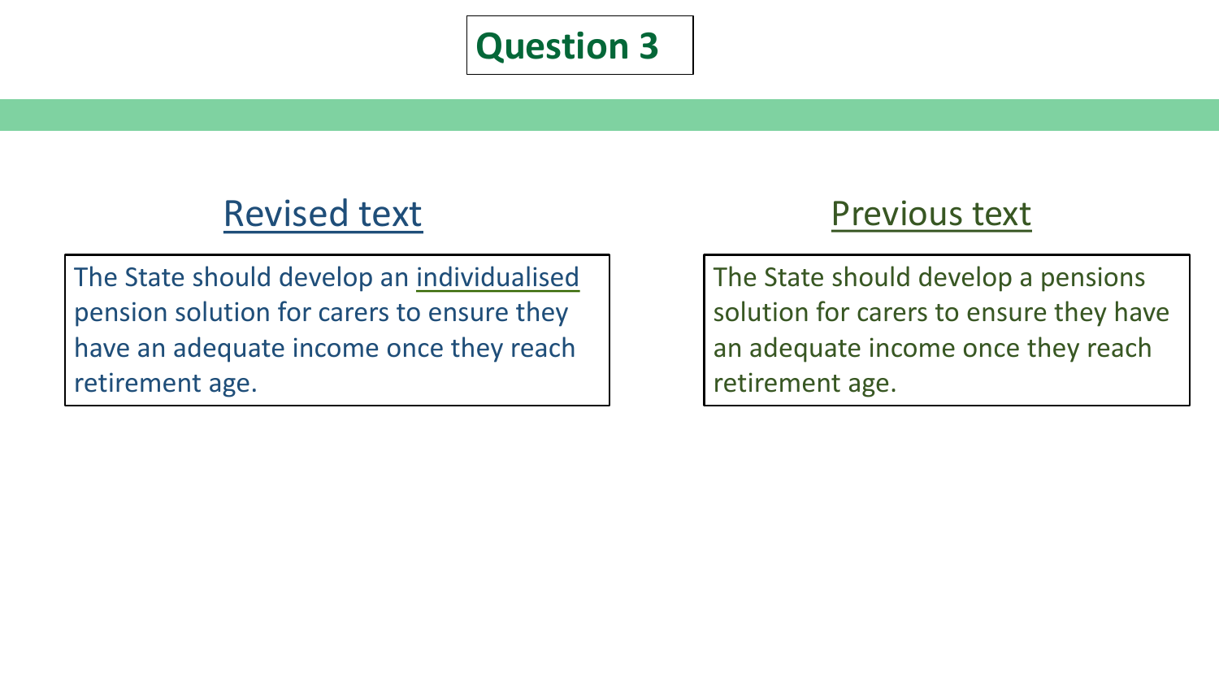# Question 3

## Revised text

The State should develop an <u>individualised</u> pension solution for carers to ensure they have an adequate income once they reach retirement age.

## Previous text

The State should develop a pensions solution for carers to ensure they have an adequate income once they reach retirement age.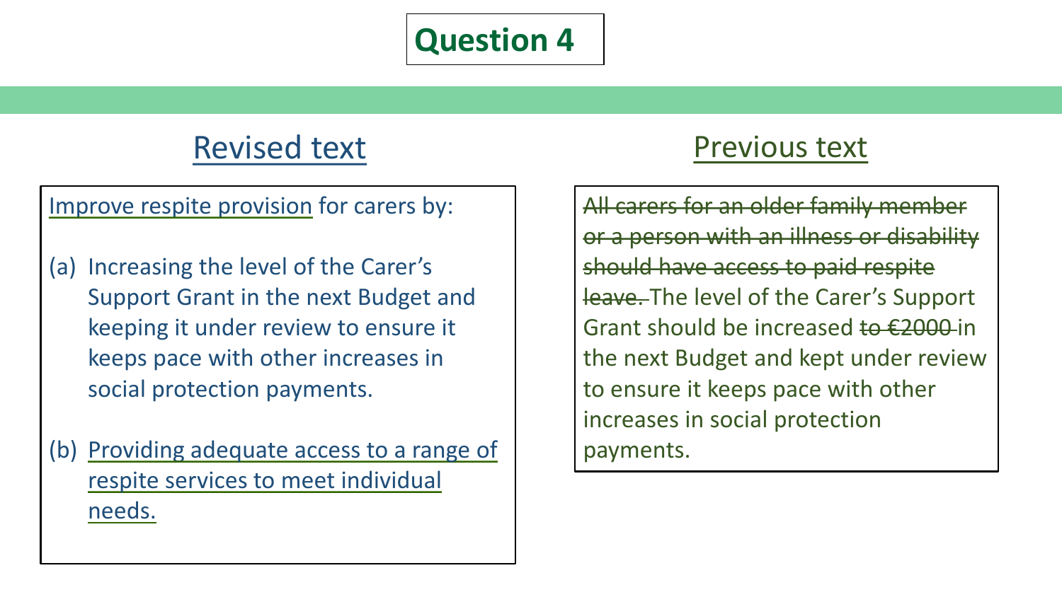# Question 4

## Revised text

<u>Improve respite provision</u> for carers by:

(a) Increasing the level of the Carer's Support Grant in the next Budget and keeping it under review to ensure it keeps pace with other increases in social protection payments.

(b) <u>Providing adequate access to a range of respite services to meet individual needs.</u>

## Previous text

~~All carers for an older family member or a person with an illness or disability should have access to paid respite leave.~~ The level of the Carer's Support Grant should be increased ~~to €2000~~ in the next Budget and kept under review to ensure it keeps pace with other increases in social protection payments.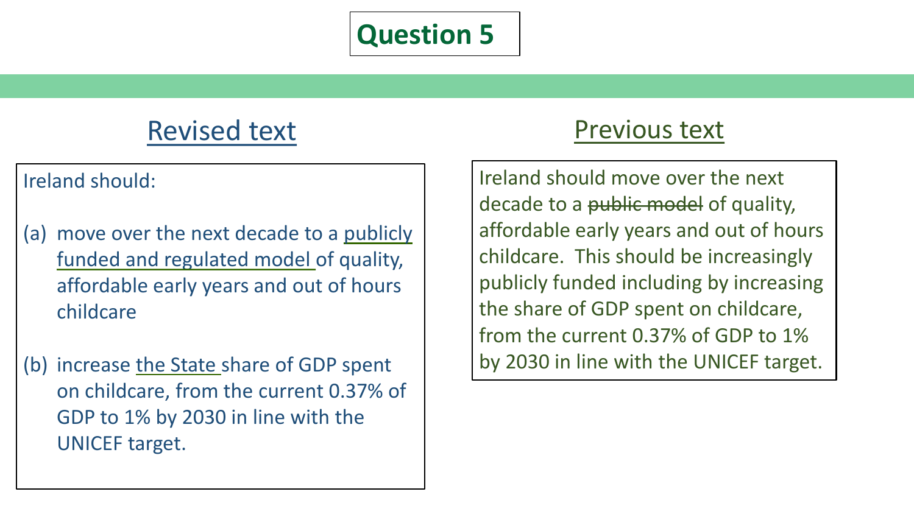# Question 5

## Revised text

Ireland should:

(a) move over the next decade to a <u>publicly funded and regulated model</u> of quality, affordable early years and out of hours childcare

(b) increase <u>the State</u> share of GDP spent on childcare, from the current 0.37% of GDP to 1% by 2030 in line with the UNICEF target.

## Previous text

Ireland should move over the next decade to a ~~public model~~ of quality, affordable early years and out of hours childcare. This should be increasingly publicly funded including by increasing the share of GDP spent on childcare, from the current 0.37% of GDP to 1% by 2030 in line with the UNICEF target.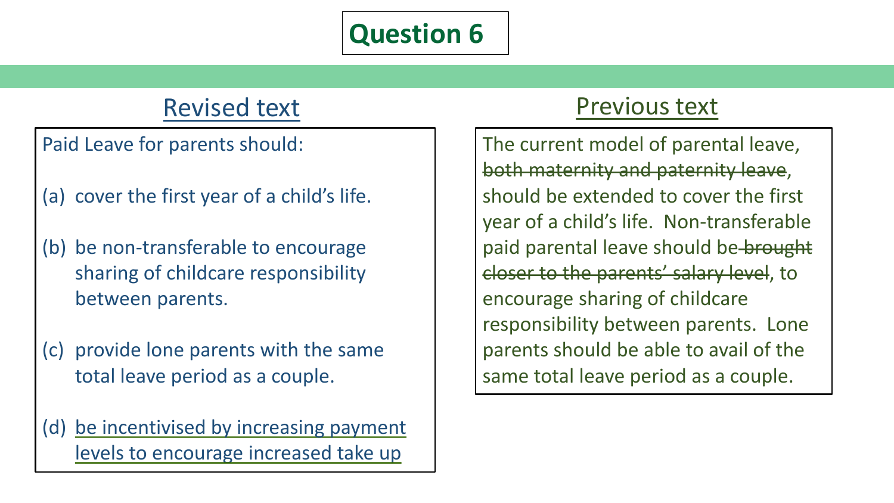# Question 6

## Revised text

Paid Leave for parents should:

(a) cover the first year of a child's life.

(b) be non-transferable to encourage sharing of childcare responsibility between parents.

(c) provide lone parents with the same total leave period as a couple.

(d) <u>be incentivised by increasing payment levels to encourage increased take up</u>

## Previous text

The current model of parental leave, ~~both maternity and paternity leave~~, should be extended to cover the first year of a child's life. Non-transferable paid parental leave should be ~~brought closer to the parents' salary level~~, to encourage sharing of childcare responsibility between parents. Lone parents should be able to avail of the same total leave period as a couple.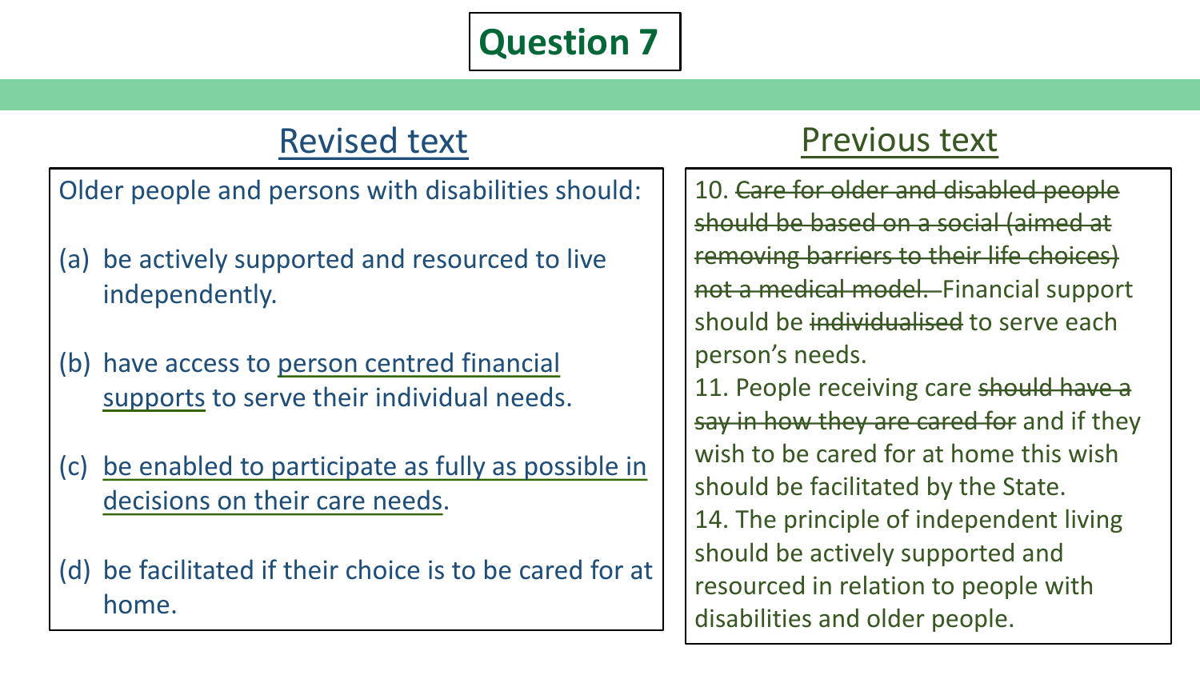# Question 7

## Revised text

Older people and persons with disabilities should:

(a) be actively supported and resourced to live independently.

(b) have access to <u>person centred financial supports</u> to serve their individual needs.

(c) <u>be enabled to participate as fully as possible in decisions on their care needs</u>.

(d) be facilitated if their choice is to be cared for at home.

## Previous text

10. ~~Care for older and disabled people should be based on a social (aimed at removing barriers to their life choices) not a medical model.~~ Financial support should be ~~individualised~~ to serve each person's needs.

11. People receiving care ~~should have a say in how they are cared for~~ and if they wish to be cared for at home this wish should be facilitated by the State.

14. The principle of independent living should be actively supported and resourced in relation to people with disabilities and older people.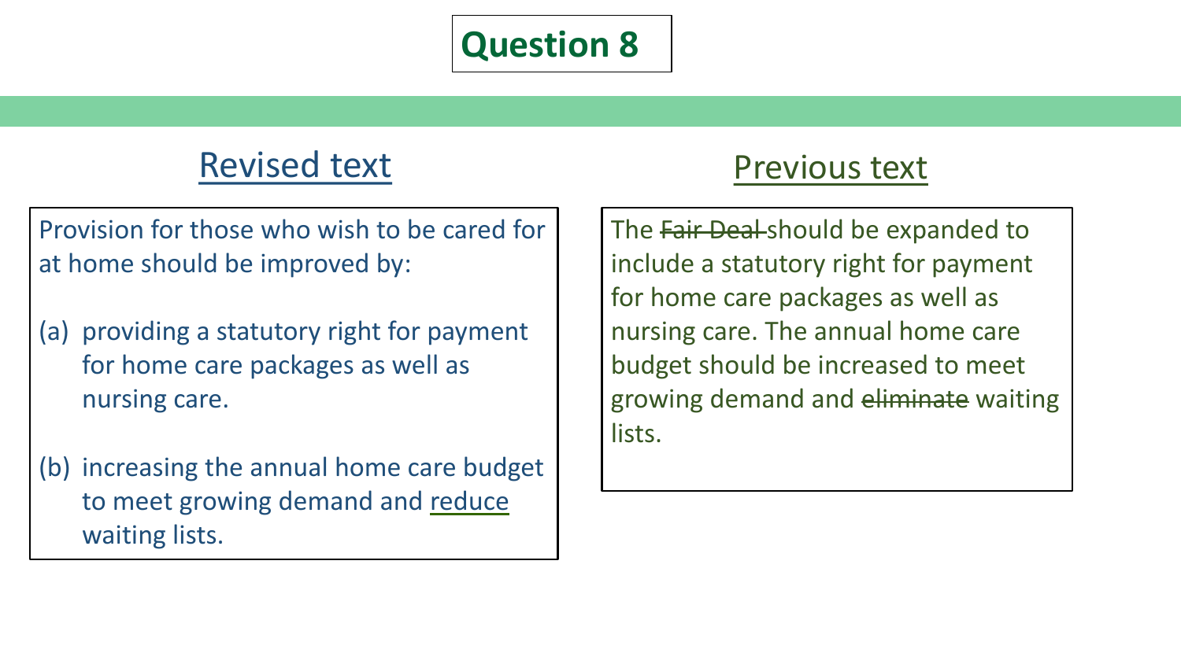# Question 8

## Revised text

Provision for those who wish to be cared for at home should be improved by:

(a) providing a statutory right for payment for home care packages as well as nursing care.

(b) increasing the annual home care budget to meet growing demand and <u>reduce</u> waiting lists.

## Previous text

The ~~Fair Deal~~ should be expanded to include a statutory right for payment for home care packages as well as nursing care. The annual home care budget should be increased to meet growing demand and ~~eliminate~~ waiting lists.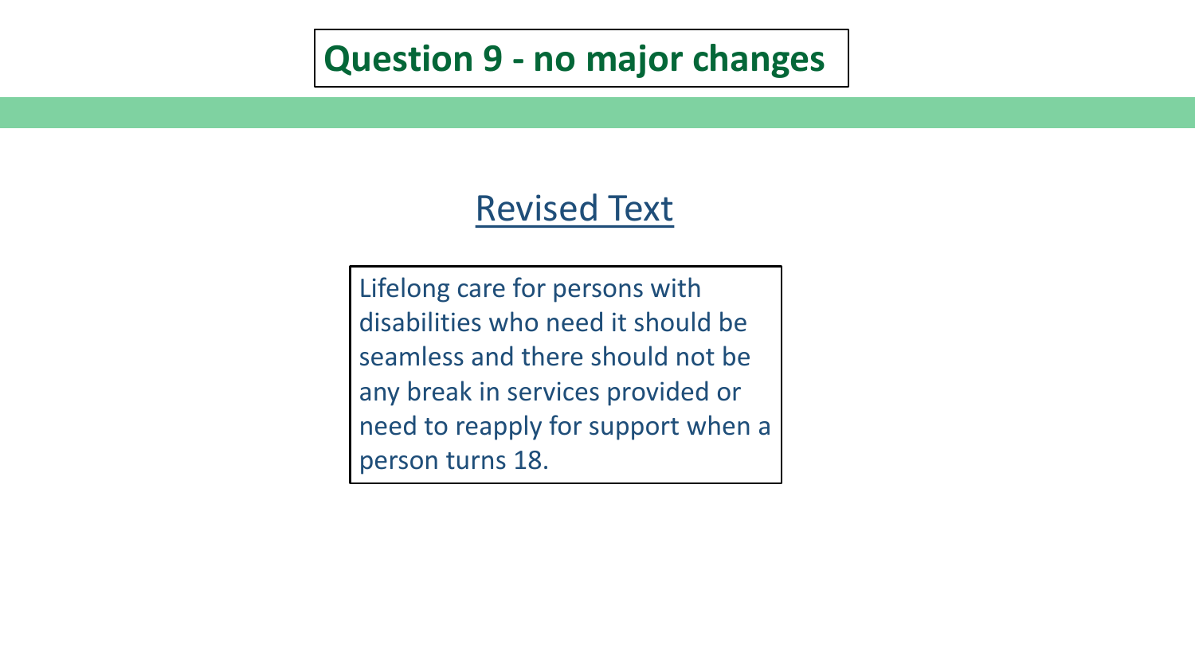# Question 9 - no major changes

## Revised Text

Lifelong care for persons with disabilities who need it should be seamless and there should not be any break in services provided or need to reapply for support when a person turns 18.